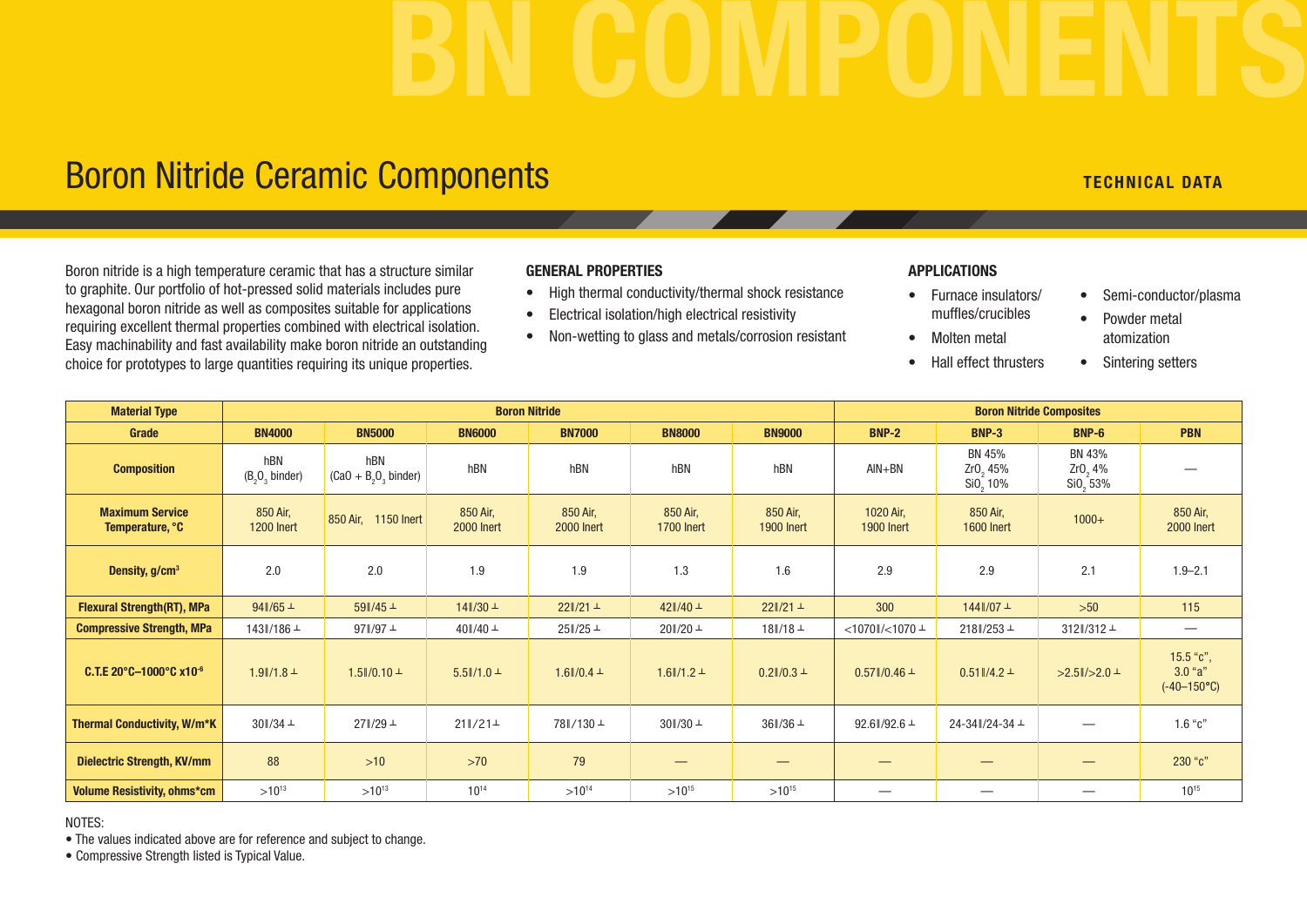# BN COMPONENTS

## Boron Nitride Ceramic Components

**TECHNICAL DATA**

Boron nitride is a high temperature ceramic that has a structure similar to graphite. Our portfolio of hot-pressed solid materials includes pure hexagonal boron nitride as well as composites suitable for applications requiring excellent thermal properties combined with electrical isolation. Easy machinability and fast availability make boron nitride an outstanding choice for prototypes to large quantities requiring its unique properties.

### GENERAL PROPERTIES

- High thermal conductivity/thermal shock resistance
- Electrical isolation/high electrical resistivity
- Non-wetting to glass and metals/corrosion resistant

### APPLICATIONS

- Furnace insulators/ muffles/crucibles
- Molten metal
- Hall effect thrusters
- Semi-conductor/plasma
- Powder metal atomization
- Sintering setters

| Material Type | Boron Nitride | | | | | | Boron Nitride Composites | | | |
|---|---|---|---|---|---|---|---|---|---|---|
| **Grade** | **BN4000** | **BN5000** | **BN6000** | **BN7000** | **BN8000** | **BN9000** | **BNP-2** | **BNP-3** | **BNP-6** | **PBN** |
| **Composition** | hBN ($B_2O_3$ binder) | hBN ($CaO + B_2O_3$ binder) | hBN | hBN | hBN | hBN | AlN+BN | BN 45% $ZrO_2$ 45% $SiO_2$ 10% | BN 43% $ZrO_2$ 4% $SiO_2$ 53% | — |
| **Maximum Service Temperature, °C** | 850 Air, 1200 Inert | 850 Air, 1150 Inert | 850 Air, 2000 Inert | 850 Air, 2000 Inert | 850 Air, 1700 Inert | 850 Air, 1900 Inert | 1020 Air, 1900 Inert | 850 Air, 1600 Inert | 1000+ | 850 Air, 2000 Inert |
| **Density, g/cm³** | 2.0 | 2.0 | 1.9 | 1.9 | 1.3 | 1.6 | 2.9 | 2.9 | 2.1 | 1.9–2.1 |
| **Flexural Strength(RT), MPa** | 94∥/65 ⊥ | 59∥/45 ⊥ | 14∥/30 ⊥ | 22∥/21 ⊥ | 42∥/40 ⊥ | 22∥/21 ⊥ | 300 | 144∥/07 ⊥ | >50 | 115 |
| **Compressive Strength, MPa** | 143∥/186 ⊥ | 97∥/97 ⊥ | 40∥/40 ⊥ | 25∥/25 ⊥ | 20∥/20 ⊥ | 18∥/18 ⊥ | <1070∥/<1070 ⊥ | 218∥/253 ⊥ | 312∥/312 ⊥ | — |
| **C.T.E 20°C–1000°C x10⁻⁶** | 1.9∥/1.8 ⊥ | 1.5∥/0.10 ⊥ | 5.5∥/1.0 ⊥ | 1.6∥/0.4 ⊥ | 1.6∥/1.2 ⊥ | 0.2∥/0.3 ⊥ | 0.57∥/0.46 ⊥ | 0.51∥/4.2 ⊥ | >2.5∥/>2.0 ⊥ | 15.5 "c", 3.0 "a" (-40–150°C) |
| **Thermal Conductivity, W/m\*K** | 30∥/34 ⊥ | 27∥/29 ⊥ | 21∥/21⊥ | 78∥/130 ⊥ | 30∥/30 ⊥ | 36∥/36 ⊥ | 92.6∥/92.6 ⊥ | 24-34∥/24-34 ⊥ | — | 1.6 "c" |
| **Dielectric Strength, KV/mm** | 88 | >10 | >70 | 79 | — | — | — | — | — | 230 "c" |
| **Volume Resistivity, ohms\*cm** | $>10^{13}$ | $>10^{13}$ | $10^{14}$ | $>10^{14}$ | $>10^{15}$ | $>10^{15}$ | — | — | — | $10^{15}$ |

NOTES:

- The values indicated above are for reference and subject to change.
- Compressive Strength listed is Typical Value.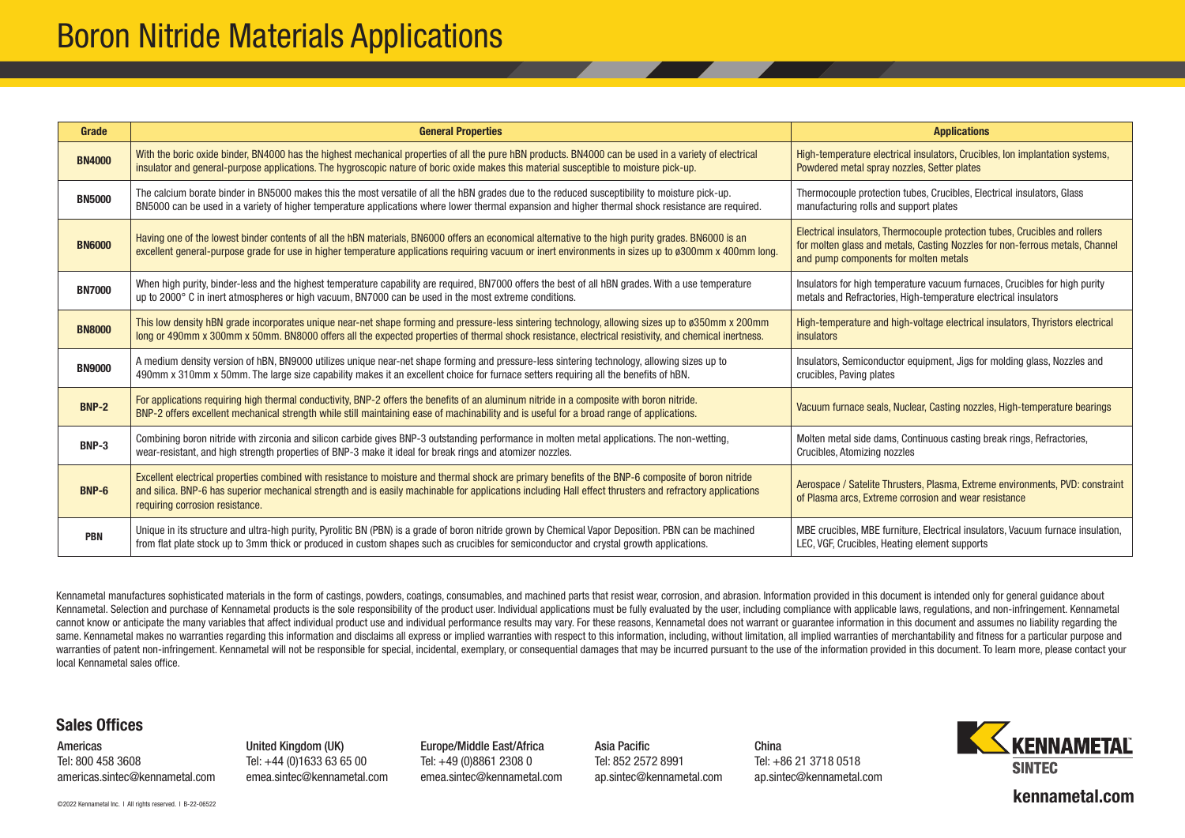# Boron Nitride Materials Applications

| Grade | General Properties | Applications |
|---|---|---|
| **BN4000** | With the boric oxide binder, BN4000 has the highest mechanical properties of all the pure hBN products. BN4000 can be used in a variety of electrical insulator and general-purpose applications. The hygroscopic nature of boric oxide makes this material susceptible to moisture pick-up. | High-temperature electrical insulators, Crucibles, Ion implantation systems, Powdered metal spray nozzles, Setter plates |
| **BN5000** | The calcium borate binder in BN5000 makes this the most versatile of all the hBN grades due to the reduced susceptibility to moisture pick-up. BN5000 can be used in a variety of higher temperature applications where lower thermal expansion and higher thermal shock resistance are required. | Thermocouple protection tubes, Crucibles, Electrical insulators, Glass manufacturing rolls and support plates |
| **BN6000** | Having one of the lowest binder contents of all the hBN materials, BN6000 offers an economical alternative to the high purity grades. BN6000 is an excellent general-purpose grade for use in higher temperature applications requiring vacuum or inert environments in sizes up to ø300mm x 400mm long. | Electrical insulators, Thermocouple protection tubes, Crucibles and rollers for molten glass and metals, Casting Nozzles for non-ferrous metals, Channel and pump components for molten metals |
| **BN7000** | When high purity, binder-less and the highest temperature capability are required, BN7000 offers the best of all hBN grades. With a use temperature up to 2000° C in inert atmospheres or high vacuum, BN7000 can be used in the most extreme conditions. | Insulators for high temperature vacuum furnaces, Crucibles for high purity metals and Refractories, High-temperature electrical insulators |
| **BN8000** | This low density hBN grade incorporates unique near-net shape forming and pressure-less sintering technology, allowing sizes up to ø350mm x 200mm long or 490mm x 300mm x 50mm. BN8000 offers all the expected properties of thermal shock resistance, electrical resistivity, and chemical inertness. | High-temperature and high-voltage electrical insulators, Thyristors electrical insulators |
| **BN9000** | A medium density version of hBN, BN9000 utilizes unique near-net shape forming and pressure-less sintering technology, allowing sizes up to 490mm x 310mm x 50mm. The large size capability makes it an excellent choice for furnace setters requiring all the benefits of hBN. | Insulators, Semiconductor equipment, Jigs for molding glass, Nozzles and crucibles, Paving plates |
| **BNP-2** | For applications requiring high thermal conductivity, BNP-2 offers the benefits of an aluminum nitride in a composite with boron nitride. BNP-2 offers excellent mechanical strength while still maintaining ease of machinability and is useful for a broad range of applications. | Vacuum furnace seals, Nuclear, Casting nozzles, High-temperature bearings |
| **BNP-3** | Combining boron nitride with zirconia and silicon carbide gives BNP-3 outstanding performance in molten metal applications. The non-wetting, wear-resistant, and high strength properties of BNP-3 make it ideal for break rings and atomizer nozzles. | Molten metal side dams, Continuous casting break rings, Refractories, Crucibles, Atomizing nozzles |
| **BNP-6** | Excellent electrical properties combined with resistance to moisture and thermal shock are primary benefits of the BNP-6 composite of boron nitride and silica. BNP-6 has superior mechanical strength and is easily machinable for applications including Hall effect thrusters and refractory applications requiring corrosion resistance. | Aerospace / Satelite Thrusters, Plasma, Extreme environments, PVD: constraint of Plasma arcs, Extreme corrosion and wear resistance |
| **PBN** | Unique in its structure and ultra-high purity, Pyrolitic BN (PBN) is a grade of boron nitride grown by Chemical Vapor Deposition. PBN can be machined from flat plate stock up to 3mm thick or produced in custom shapes such as crucibles for semiconductor and crystal growth applications. | MBE crucibles, MBE furniture, Electrical insulators, Vacuum furnace insulation, LEC, VGF, Crucibles, Heating element supports |

Kennametal manufactures sophisticated materials in the form of castings, powders, coatings, consumables, and machined parts that resist wear, corrosion, and abrasion. Information provided in this document is intended only for general guidance about Kennametal. Selection and purchase of Kennametal products is the sole responsibility of the product user. Individual applications must be fully evaluated by the user, including compliance with applicable laws, regulations, and non-infringement. Kennametal cannot know or anticipate the many variables that affect individual product use and individual performance results may vary. For these reasons, Kennametal does not warrant or guarantee information in this document and assumes no liability regarding the same. Kennametal makes no warranties regarding this information and disclaims all express or implied warranties with respect to this information, including, without limitation, all implied warranties of merchantability and fitness for a particular purpose and warranties of patent non-infringement. Kennametal will not be responsible for special, incidental, exemplary, or consequential damages that may be incurred pursuant to the use of the information provided in this document. To learn more, please contact your local Kennametal sales office.

## Sales Offices

**Americas**
Tel: 800 458 3608
americas.sintec@kennametal.com

**United Kingdom (UK)**
Tel: +44 (0)1633 63 65 00
emea.sintec@kennametal.com

**Europe/Middle East/Africa**
Tel: +49 (0)8861 2308 0
emea.sintec@kennametal.com

**Asia Pacific**
Tel: 852 2572 8991
ap.sintec@kennametal.com

**China**
Tel: +86 21 3718 0518
ap.sintec@kennametal.com

KENNAMETAL SINTEC

kennametal.com

©2022 Kennametal Inc. | All rights reserved. | B-22-06522